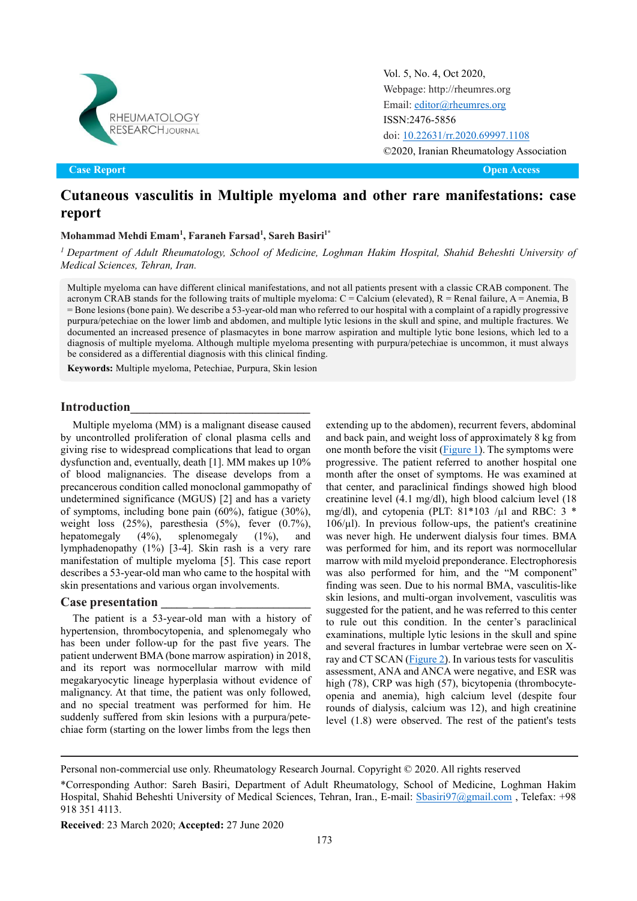Case Report | Open Access

# Cutaneous vasculitis in Multiple myeloma and other rare manifestations: case report

**Mohammad Mehdi Emam[1], Faraneh Farsad[1], Sareh Basiri[1*]**

*[1] Department of Adult Rheumatology, School of Medicine, Loghman Hakim Hospital, Shahid Beheshti University of Medical Sciences, Tehran, Iran.*

Multiple myeloma can have different clinical manifestations, and not all patients present with a classic CRAB component. The acronym CRAB stands for the following traits of multiple myeloma: C = Calcium (elevated), R = Renal failure, A = Anemia, B = Bone lesions (bone pain). We describe a 53-year-old man who referred to our hospital with a complaint of a rapidly progressive purpura/petechiae on the lower limb and abdomen, and multiple lytic lesions in the skull and spine, and multiple fractures. We documented an increased presence of plasmacytes in bone marrow aspiration and multiple lytic bone lesions, which led to a diagnosis of multiple myeloma. Although multiple myeloma presenting with purpura/petechiae is uncommon, it must always be considered as a differential diagnosis with this clinical finding.

**Keywords:** Multiple myeloma, Petechiae, Purpura, Skin lesion

## Introduction

Multiple myeloma (MM) is a malignant disease caused by uncontrolled proliferation of clonal plasma cells and giving rise to widespread complications that lead to organ dysfunction and, eventually, death [1]. MM makes up 10% of blood malignancies. The disease develops from a precancerous condition called monoclonal gammopathy of undetermined significance (MGUS) [2] and has a variety of symptoms, including bone pain (60%), fatigue (30%), weight loss (25%), paresthesia (5%), fever (0.7%), hepatomegaly (4%), splenomegaly (1%), and lymphadenopathy (1%) [3-4]. Skin rash is a very rare manifestation of multiple myeloma [5]. This case report describes a 53-year-old man who came to the hospital with skin presentations and various organ involvements.

## Case presentation

The patient is a 53-year-old man with a history of hypertension, thrombocytopenia, and splenomegaly who has been under follow-up for the past five years. The patient underwent BMA (bone marrow aspiration) in 2018, and its report was normocellular marrow with mild megakaryocytic lineage hyperplasia without evidence of malignancy. At that time, the patient was only followed, and no special treatment was performed for him. He suddenly suffered from skin lesions with a purpura/petechiae form (starting on the lower limbs from the legs then extending up to the abdomen), recurrent fevers, abdominal and back pain, and weight loss of approximately 8 kg from one month before the visit (Figure 1). The symptoms were progressive. The patient referred to another hospital one month after the onset of symptoms. He was examined at that center, and paraclinical findings showed high blood creatinine level (4.1 mg/dl), high blood calcium level (18 mg/dl), and cytopenia (PLT: $81*10^3$ /µl and RBC: 3 * $10^6$/µl). In previous follow-ups, the patient's creatinine was never high. He underwent dialysis four times. BMA was performed for him, and its report was normocellular marrow with mild myeloid preponderance. Electrophoresis was also performed for him, and the "M component" finding was seen. Due to his normal BMA, vasculitis-like skin lesions, and multi-organ involvement, vasculitis was suggested for the patient, and he was referred to this center to rule out this condition. In the center's paraclinical examinations, multiple lytic lesions in the skull and spine and several fractures in lumbar vertebrae were seen on X-ray and CT SCAN (Figure 2). In various tests for vasculitis assessment, ANA and ANCA were negative, and ESR was high (78), CRP was high (57), bicytopenia (thrombocyte-openia and anemia), high calcium level (despite four rounds of dialysis, calcium was 12), and high creatinine level (1.8) were observed. The rest of the patient's tests

Personal non-commercial use only. Rheumatology Research Journal. Copyright © 2020. All rights reserved

*Corresponding Author: Sareh Basiri, Department of Adult Rheumatology, School of Medicine, Loghman Hakim Hospital, Shahid Beheshti University of Medical Sciences, Tehran, Iran., E-mail: Sbasiri97@gmail.com , Telefax: +98 918 351 4113.

**Received**: 23 March 2020; **Accepted:** 27 June 2020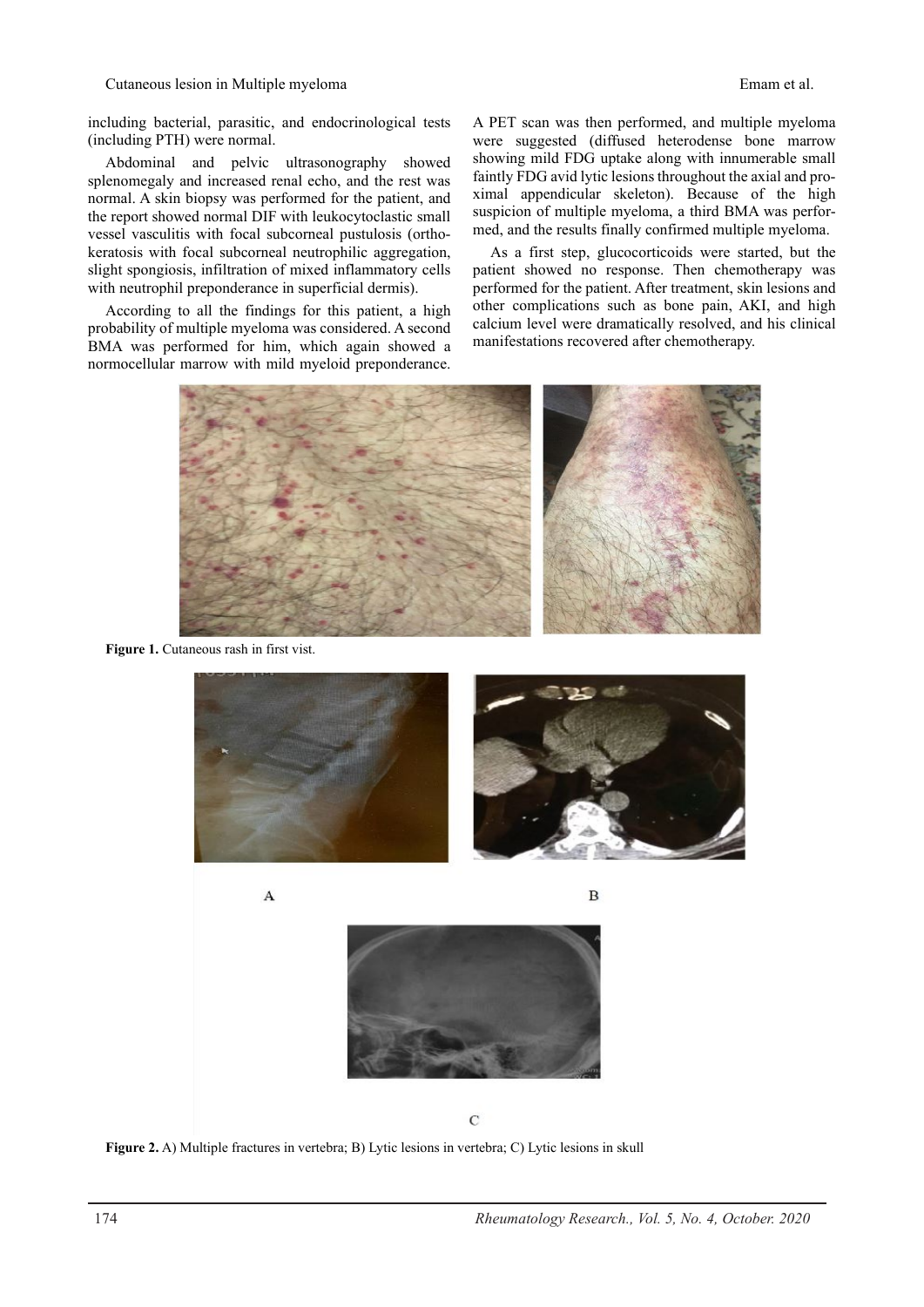including bacterial, parasitic, and endocrinological tests (including PTH) were normal.

Abdominal and pelvic ultrasonography showed splenomegaly and increased renal echo, and the rest was normal. A skin biopsy was performed for the patient, and the report showed normal DIF with leukocytoclastic small vessel vasculitis with focal subcorneal pustulosis (orthokeratosis with focal subcorneal neutrophilic aggregation, slight spongiosis, infiltration of mixed inflammatory cells with neutrophil preponderance in superficial dermis).

According to all the findings for this patient, a high probability of multiple myeloma was considered. A second BMA was performed for him, which again showed a normocellular marrow with mild myeloid preponderance. A PET scan was then performed, and multiple myeloma were suggested (diffused heterodense bone marrow showing mild FDG uptake along with innumerable small faintly FDG avid lytic lesions throughout the axial and proximal appendicular skeleton). Because of the high suspicion of multiple myeloma, a third BMA was performed, and the results finally confirmed multiple myeloma.

As a first step, glucocorticoids were started, but the patient showed no response. Then chemotherapy was performed for the patient. After treatment, skin lesions and other complications such as bone pain, AKI, and high calcium level were dramatically resolved, and his clinical manifestations recovered after chemotherapy.

**Figure 1.** Cutaneous rash in first vist.

**Figure 2.** A) Multiple fractures in vertebra; B) Lytic lesions in vertebra; C) Lytic lesions in skull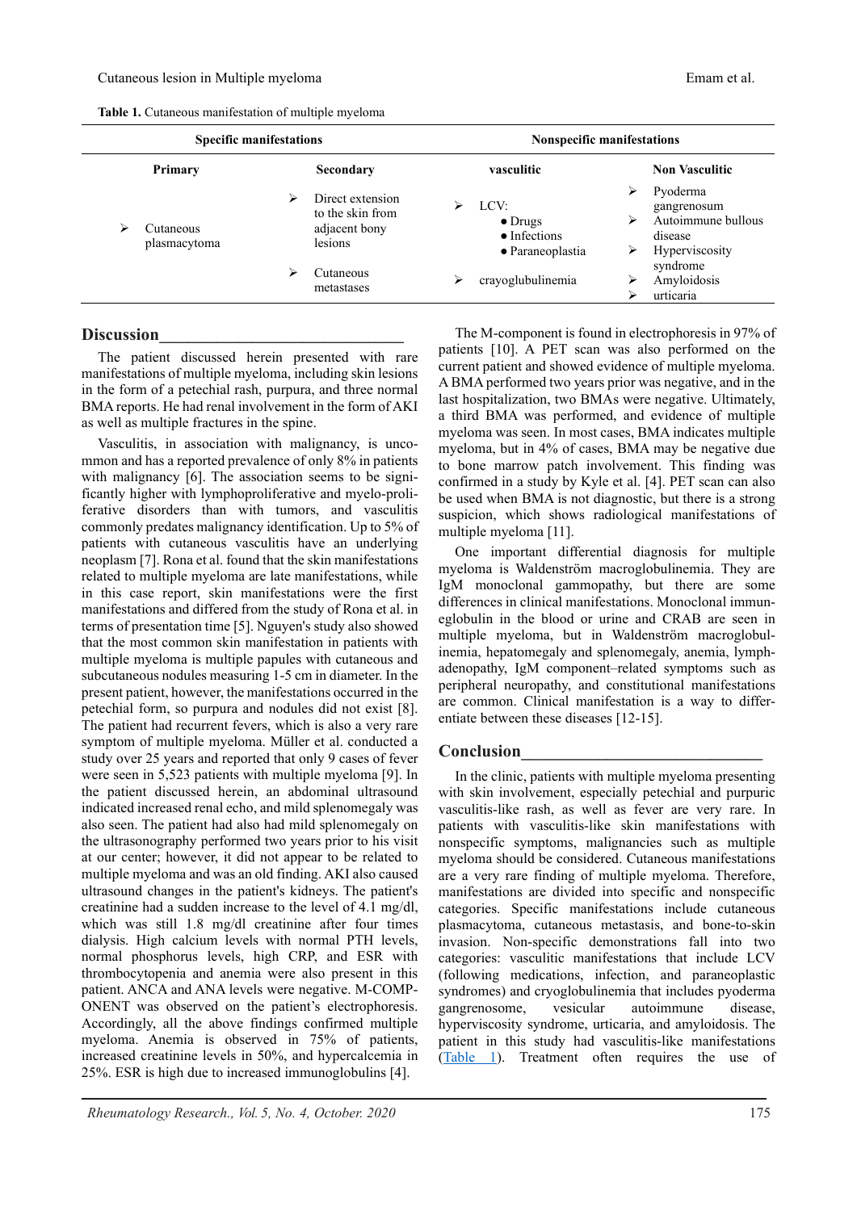**Table 1.** Cutaneous manifestation of multiple myeloma

| Specific manifestations | | Nonspecific manifestations | |
|---|---|---|---|
| **Primary** | **Secondary** | **vasculitic** | **Non Vasculitic** |
| ➢ Cutaneous plasmacytoma | ➢ Direct extension to the skin from adjacent bony lesions<br>➢ Cutaneous metastases | ➢ LCV:<br>• Drugs<br>• Infections<br>• Paraneoplastia<br>➢ crayoglubulinemia | ➢ Pyoderma gangrenosum<br>➢ Autoimmune bullous disease<br>➢ Hyperviscosity syndrome<br>➢ Amyloidosis<br>➢ urticaria |

## Discussion

The patient discussed herein presented with rare manifestations of multiple myeloma, including skin lesions in the form of a petechial rash, purpura, and three normal BMA reports. He had renal involvement in the form of AKI as well as multiple fractures in the spine.

Vasculitis, in association with malignancy, is uncommon and has a reported prevalence of only 8% in patients with malignancy [6]. The association seems to be significantly higher with lymphoproliferative and myelo-proliferative disorders than with tumors, and vasculitis commonly predates malignancy identification. Up to 5% of patients with cutaneous vasculitis have an underlying neoplasm [7]. Rona et al. found that the skin manifestations related to multiple myeloma are late manifestations, while in this case report, skin manifestations were the first manifestations and differed from the study of Rona et al. in terms of presentation time [5]. Nguyen's study also showed that the most common skin manifestation in patients with multiple myeloma is multiple papules with cutaneous and subcutaneous nodules measuring 1-5 cm in diameter. In the present patient, however, the manifestations occurred in the petechial form, so purpura and nodules did not exist [8]. The patient had recurrent fevers, which is also a very rare symptom of multiple myeloma. Müller et al. conducted a study over 25 years and reported that only 9 cases of fever were seen in 5,523 patients with multiple myeloma [9]. In the patient discussed herein, an abdominal ultrasound indicated increased renal echo, and mild splenomegaly was also seen. The patient had also had mild splenomegaly on the ultrasonography performed two years prior to his visit at our center; however, it did not appear to be related to multiple myeloma and was an old finding. AKI also caused ultrasound changes in the patient's kidneys. The patient's creatinine had a sudden increase to the level of 4.1 mg/dl, which was still 1.8 mg/dl creatinine after four times dialysis. High calcium levels with normal PTH levels, normal phosphorus levels, high CRP, and ESR with thrombocytopenia and anemia were also present in this patient. ANCA and ANA levels were negative. M-COMPONENT was observed on the patient's electrophoresis. Accordingly, all the above findings confirmed multiple myeloma. Anemia is observed in 75% of patients, increased creatinine levels in 50%, and hypercalcemia in 25%. ESR is high due to increased immunoglobulins [4].

The M-component is found in electrophoresis in 97% of patients [10]. A PET scan was also performed on the current patient and showed evidence of multiple myeloma. A BMA performed two years prior was negative, and in the last hospitalization, two BMAs were negative. Ultimately, a third BMA was performed, and evidence of multiple myeloma was seen. In most cases, BMA indicates multiple myeloma, but in 4% of cases, BMA may be negative due to bone marrow patch involvement. This finding was confirmed in a study by Kyle et al. [4]. PET scan can also be used when BMA is not diagnostic, but there is a strong suspicion, which shows radiological manifestations of multiple myeloma [11].

One important differential diagnosis for multiple myeloma is Waldenström macroglobulinemia. They are IgM monoclonal gammopathy, but there are some differences in clinical manifestations. Monoclonal immunoglobulin in the blood or urine and CRAB are seen in multiple myeloma, but in Waldenström macroglobulinemia, hepatomegaly and splenomegaly, anemia, lymphadenopathy, IgM component–related symptoms such as peripheral neuropathy, and constitutional manifestations are common. Clinical manifestation is a way to differentiate between these diseases [12-15].

## Conclusion

In the clinic, patients with multiple myeloma presenting with skin involvement, especially petechial and purpuric vasculitis-like rash, as well as fever are very rare. In patients with vasculitis-like skin manifestations with nonspecific symptoms, malignancies such as multiple myeloma should be considered. Cutaneous manifestations are a very rare finding of multiple myeloma. Therefore, manifestations are divided into specific and nonspecific categories. Specific manifestations include cutaneous plasmacytoma, cutaneous metastasis, and bone-to-skin invasion. Non-specific demonstrations fall into two categories: vasculitic manifestations that include LCV (following medications, infection, and paraneoplastic syndromes) and cryoglobulinemia that includes pyoderma gangrenosome, vesicular autoimmune disease, hyperviscosity syndrome, urticaria, and amyloidosis. The patient in this study had vasculitis-like manifestations (Table 1). Treatment often requires the use of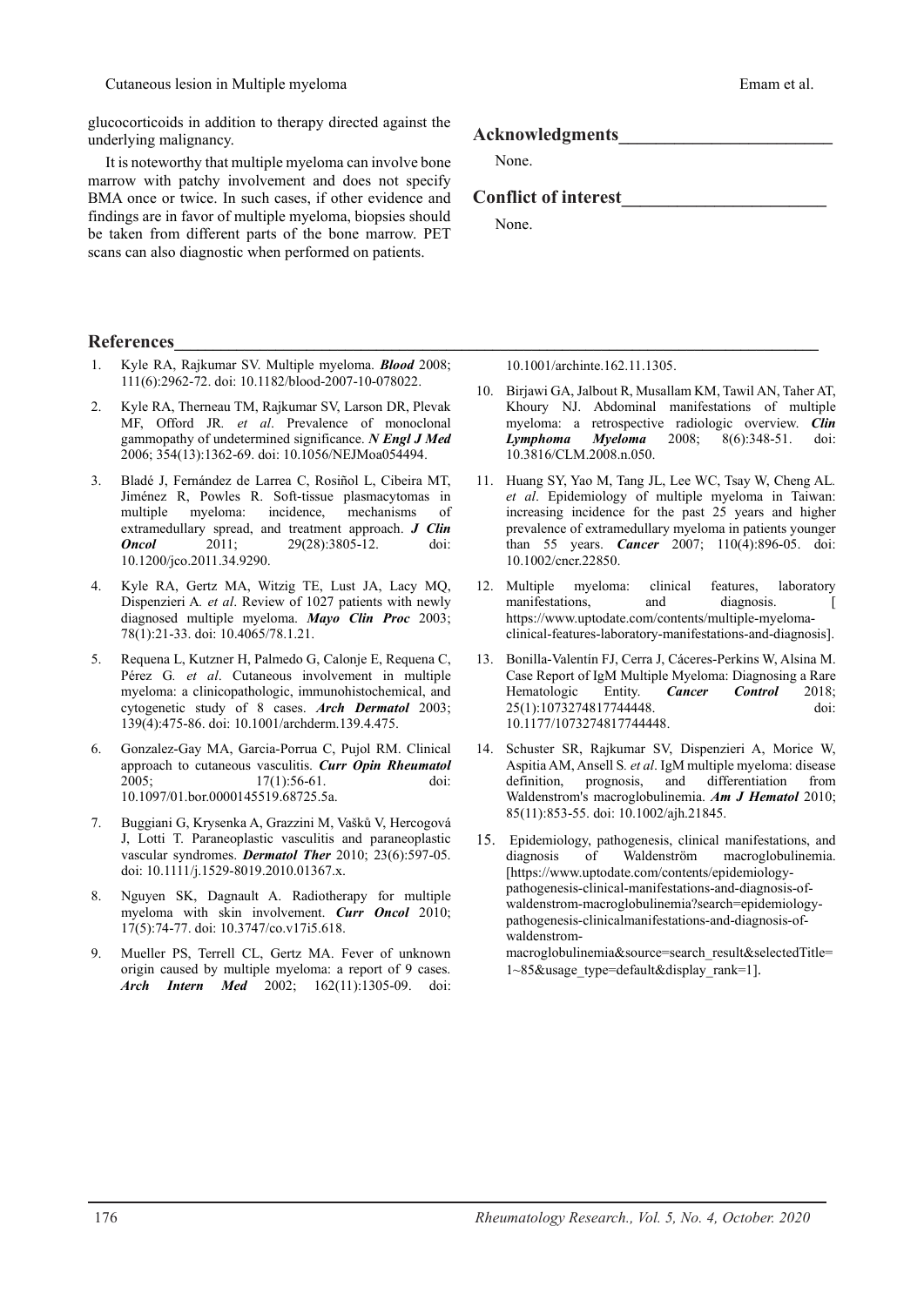glucocorticoids in addition to therapy directed against the underlying malignancy.

It is noteworthy that multiple myeloma can involve bone marrow with patchy involvement and does not specify BMA once or twice. In such cases, if other evidence and findings are in favor of multiple myeloma, biopsies should be taken from different parts of the bone marrow. PET scans can also diagnostic when performed on patients.

## Acknowledgments

None.

## Conflict of interest

None.

## References

1. Kyle RA, Rajkumar SV. Multiple myeloma. ***Blood*** 2008; 111(6):2962-72. doi: 10.1182/blood-2007-10-078022.
2. Kyle RA, Therneau TM, Rajkumar SV, Larson DR, Plevak MF, Offord JR. *et al*. Prevalence of monoclonal gammopathy of undetermined significance. ***N Engl J Med*** 2006; 354(13):1362-69. doi: 10.1056/NEJMoa054494.
3. Bladé J, Fernández de Larrea C, Rosiñol L, Cibeira MT, Jiménez R, Powles R. Soft-tissue plasmacytomas in multiple myeloma: incidence, mechanisms of extramedullary spread, and treatment approach. ***J Clin Oncol*** 2011; 29(28):3805-12. doi: 10.1200/jco.2011.34.9290.
4. Kyle RA, Gertz MA, Witzig TE, Lust JA, Lacy MQ, Dispenzieri A. *et al*. Review of 1027 patients with newly diagnosed multiple myeloma. ***Mayo Clin Proc*** 2003; 78(1):21-33. doi: 10.4065/78.1.21.
5. Requena L, Kutzner H, Palmedo G, Calonje E, Requena C, Pérez G. *et al*. Cutaneous involvement in multiple myeloma: a clinicopathologic, immunohistochemical, and cytogenetic study of 8 cases. ***Arch Dermatol*** 2003; 139(4):475-86. doi: 10.1001/archderm.139.4.475.
6. Gonzalez-Gay MA, Garcia-Porrua C, Pujol RM. Clinical approach to cutaneous vasculitis. ***Curr Opin Rheumatol*** 2005; 17(1):56-61. doi: 10.1097/01.bor.0000145519.68725.5a.
7. Buggiani G, Krysenka A, Grazzini M, Vašků V, Hercogová J, Lotti T. Paraneoplastic vasculitis and paraneoplastic vascular syndromes. ***Dermatol Ther*** 2010; 23(6):597-05. doi: 10.1111/j.1529-8019.2010.01367.x.
8. Nguyen SK, Dagnault A. Radiotherapy for multiple myeloma with skin involvement. ***Curr Oncol*** 2010; 17(5):74-77. doi: 10.3747/co.v17i5.618.
9. Mueller PS, Terrell CL, Gertz MA. Fever of unknown origin caused by multiple myeloma: a report of 9 cases. ***Arch Intern Med*** 2002; 162(11):1305-09. doi: 10.1001/archinte.162.11.1305.
10. Birjawi GA, Jalbout R, Musallam KM, Tawil AN, Taher AT, Khoury NJ. Abdominal manifestations of multiple myeloma: a retrospective radiologic overview. ***Clin Lymphoma Myeloma*** 2008; 8(6):348-51. doi: 10.3816/CLM.2008.n.050.
11. Huang SY, Yao M, Tang JL, Lee WC, Tsay W, Cheng AL. *et al*. Epidemiology of multiple myeloma in Taiwan: increasing incidence for the past 25 years and higher prevalence of extramedullary myeloma in patients younger than 55 years. ***Cancer*** 2007; 110(4):896-05. doi: 10.1002/cncr.22850.
12. Multiple myeloma: clinical features, laboratory manifestations, and diagnosis. [ https://www.uptodate.com/contents/multiple-myeloma-clinical-features-laboratory-manifestations-and-diagnosis].
13. Bonilla-Valentín FJ, Cerra J, Cáceres-Perkins W, Alsina M. Case Report of IgM Multiple Myeloma: Diagnosing a Rare Hematologic Entity. ***Cancer Control*** 2018; 25(1):1073274817744448. doi: 10.1177/1073274817744448.
14. Schuster SR, Rajkumar SV, Dispenzieri A, Morice W, Aspitia AM, Ansell S. *et al*. IgM multiple myeloma: disease definition, prognosis, and differentiation from Waldenstrom's macroglobulinemia. ***Am J Hematol*** 2010; 85(11):853-55. doi: 10.1002/ajh.21845.
15. Epidemiology, pathogenesis, clinical manifestations, and diagnosis of Waldenström macroglobulinemia. [https://www.uptodate.com/contents/epidemiology-pathogenesis-clinical-manifestations-and-diagnosis-of-waldenstrom-macroglobulinemia?search=epidemiology-pathogenesis-clinicalmanifestations-and-diagnosis-of-waldenstrom-macroglobulinemia&source=search_result&selectedTitle=1~85&usage_type=default&display_rank=1].